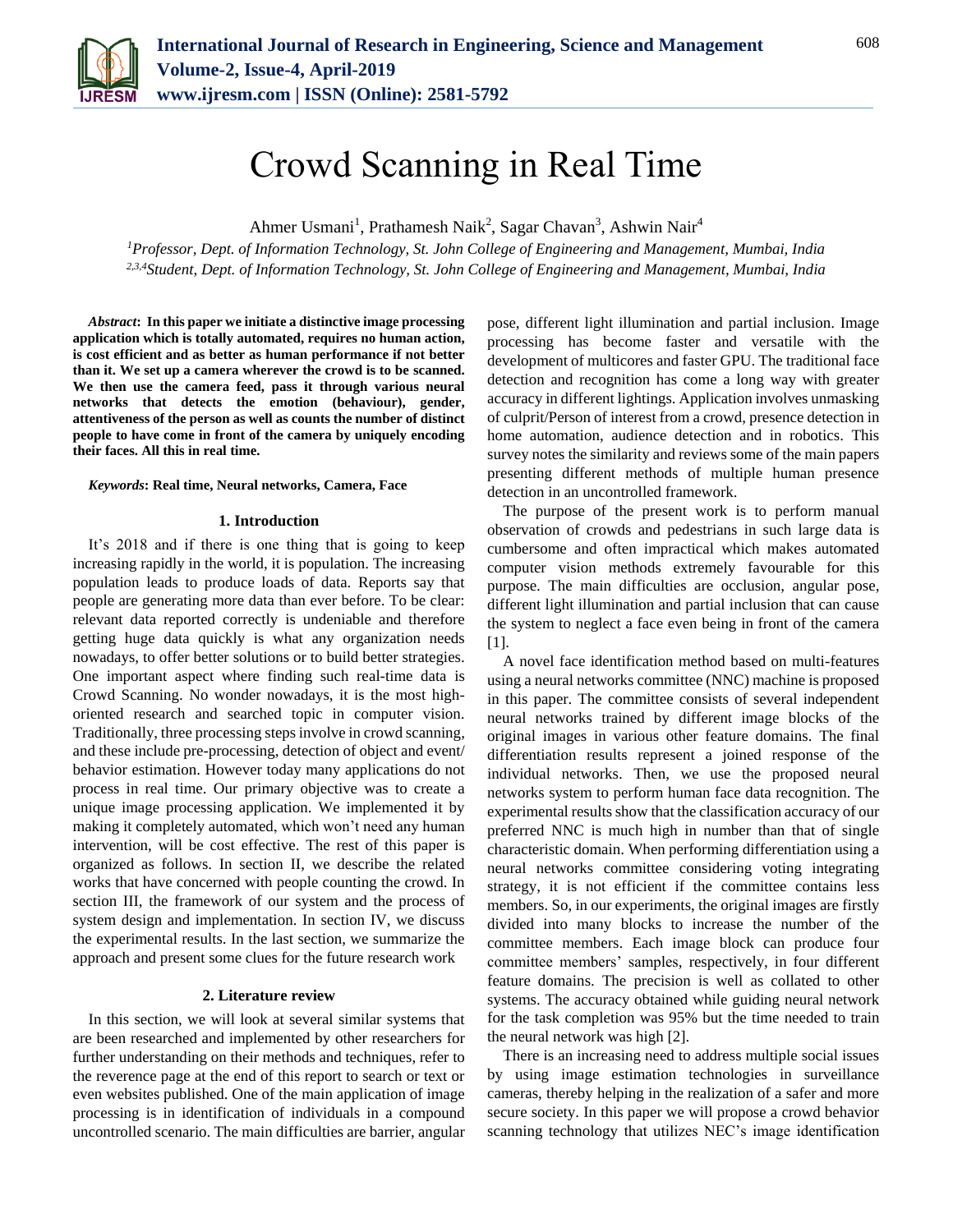# Crowd Scanning in Real Time

Ahmer Usmani[1], Prathamesh Naik[2], Sagar Chavan[3], Ashwin Nair[4]

[1]*Professor, Dept. of Information Technology, St. John College of Engineering and Management, Mumbai, India*
[2,3,4]*Student, Dept. of Information Technology, St. John College of Engineering and Management, Mumbai, India*

***Abstract*: In this paper we initiate a distinctive image processing application which is totally automated, requires no human action, is cost efficient and as better as human performance if not better than it. We set up a camera wherever the crowd is to be scanned. We then use the camera feed, pass it through various neural networks that detects the emotion (behaviour), gender, attentiveness of the person as well as counts the number of distinct people to have come in front of the camera by uniquely encoding their faces. All this in real time.**

***Keywords*: Real time, Neural networks, Camera, Face**

## 1. Introduction

It's 2018 and if there is one thing that is going to keep increasing rapidly in the world, it is population. The increasing population leads to produce loads of data. Reports say that people are generating more data than ever before. To be clear: relevant data reported correctly is undeniable and therefore getting huge data quickly is what any organization needs nowadays, to offer better solutions or to build better strategies. One important aspect where finding such real-time data is Crowd Scanning. No wonder nowadays, it is the most high-oriented research and searched topic in computer vision. Traditionally, three processing steps involve in crowd scanning, and these include pre-processing, detection of object and event/ behavior estimation. However today many applications do not process in real time. Our primary objective was to create a unique image processing application. We implemented it by making it completely automated, which won't need any human intervention, will be cost effective. The rest of this paper is organized as follows. In section II, we describe the related works that have concerned with people counting the crowd. In section III, the framework of our system and the process of system design and implementation. In section IV, we discuss the experimental results. In the last section, we summarize the approach and present some clues for the future research work

## 2. Literature review

In this section, we will look at several similar systems that are been researched and implemented by other researchers for further understanding on their methods and techniques, refer to the reverence page at the end of this report to search or text or even websites published. One of the main application of image processing is in identification of individuals in a compound uncontrolled scenario. The main difficulties are barrier, angular pose, different light illumination and partial inclusion. Image processing has become faster and versatile with the development of multicores and faster GPU. The traditional face detection and recognition has come a long way with greater accuracy in different lightings. Application involves unmasking of culprit/Person of interest from a crowd, presence detection in home automation, audience detection and in robotics. This survey notes the similarity and reviews some of the main papers presenting different methods of multiple human presence detection in an uncontrolled framework.

The purpose of the present work is to perform manual observation of crowds and pedestrians in such large data is cumbersome and often impractical which makes automated computer vision methods extremely favourable for this purpose. The main difficulties are occlusion, angular pose, different light illumination and partial inclusion that can cause the system to neglect a face even being in front of the camera [1].

A novel face identification method based on multi-features using a neural networks committee (NNC) machine is proposed in this paper. The committee consists of several independent neural networks trained by different image blocks of the original images in various other feature domains. The final differentiation results represent a joined response of the individual networks. Then, we use the proposed neural networks system to perform human face data recognition. The experimental results show that the classification accuracy of our preferred NNC is much high in number than that of single characteristic domain. When performing differentiation using a neural networks committee considering voting integrating strategy, it is not efficient if the committee contains less members. So, in our experiments, the original images are firstly divided into many blocks to increase the number of the committee members. Each image block can produce four committee members' samples, respectively, in four different feature domains. The precision is well as collated to other systems. The accuracy obtained while guiding neural network for the task completion was 95% but the time needed to train the neural network was high [2].

There is an increasing need to address multiple social issues by using image estimation technologies in surveillance cameras, thereby helping in the realization of a safer and more secure society. In this paper we will propose a crowd behavior scanning technology that utilizes NEC's image identification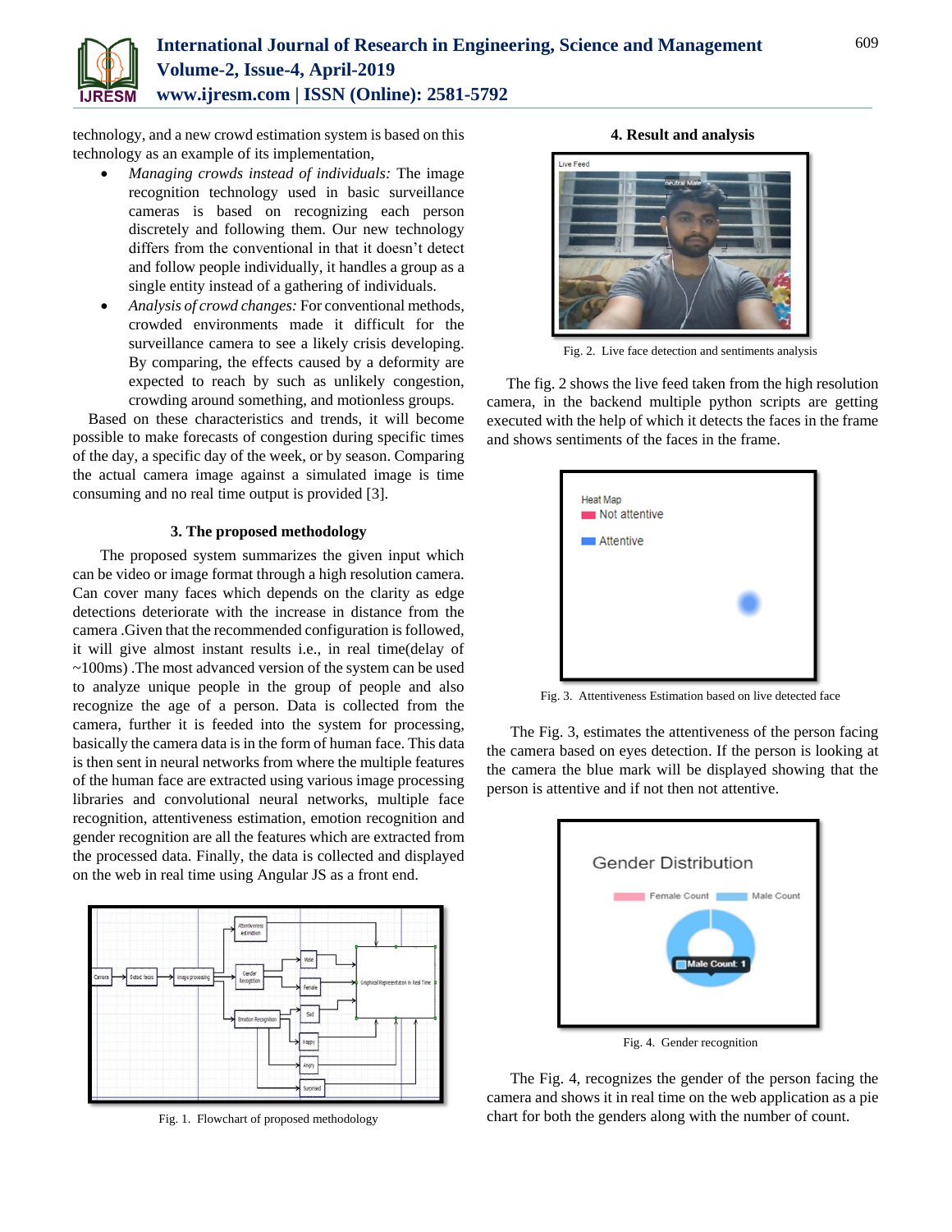technology, and a new crowd estimation system is based on this technology as an example of its implementation,

- *Managing crowds instead of individuals:* The image recognition technology used in basic surveillance cameras is based on recognizing each person discretely and following them. Our new technology differs from the conventional in that it doesn't detect and follow people individually, it handles a group as a single entity instead of a gathering of individuals.
- *Analysis of crowd changes:* For conventional methods, crowded environments made it difficult for the surveillance camera to see a likely crisis developing. By comparing, the effects caused by a deformity are expected to reach by such as unlikely congestion, crowding around something, and motionless groups.

Based on these characteristics and trends, it will become possible to make forecasts of congestion during specific times of the day, a specific day of the week, or by season. Comparing the actual camera image against a simulated image is time consuming and no real time output is provided [3].

## 3. The proposed methodology

The proposed system summarizes the given input which can be video or image format through a high resolution camera. Can cover many faces which depends on the clarity as edge detections deteriorate with the increase in distance from the camera .Given that the recommended configuration is followed, it will give almost instant results i.e., in real time(delay of ~100ms) .The most advanced version of the system can be used to analyze unique people in the group of people and also recognize the age of a person. Data is collected from the camera, further it is feeded into the system for processing, basically the camera data is in the form of human face. This data is then sent in neural networks from where the multiple features of the human face are extracted using various image processing libraries and convolutional neural networks, multiple face recognition, attentiveness estimation, emotion recognition and gender recognition are all the features which are extracted from the processed data. Finally, the data is collected and displayed on the web in real time using Angular JS as a front end.

Fig. 1. Flowchart of proposed methodology

## 4. Result and analysis

Fig. 2. Live face detection and sentiments analysis

The fig. 2 shows the live feed taken from the high resolution camera, in the backend multiple python scripts are getting executed with the help of which it detects the faces in the frame and shows sentiments of the faces in the frame.

Fig. 3. Attentiveness Estimation based on live detected face

The Fig. 3, estimates the attentiveness of the person facing the camera based on eyes detection. If the person is looking at the camera the blue mark will be displayed showing that the person is attentive and if not then not attentive.

Fig. 4. Gender recognition

The Fig. 4, recognizes the gender of the person facing the camera and shows it in real time on the web application as a pie chart for both the genders along with the number of count.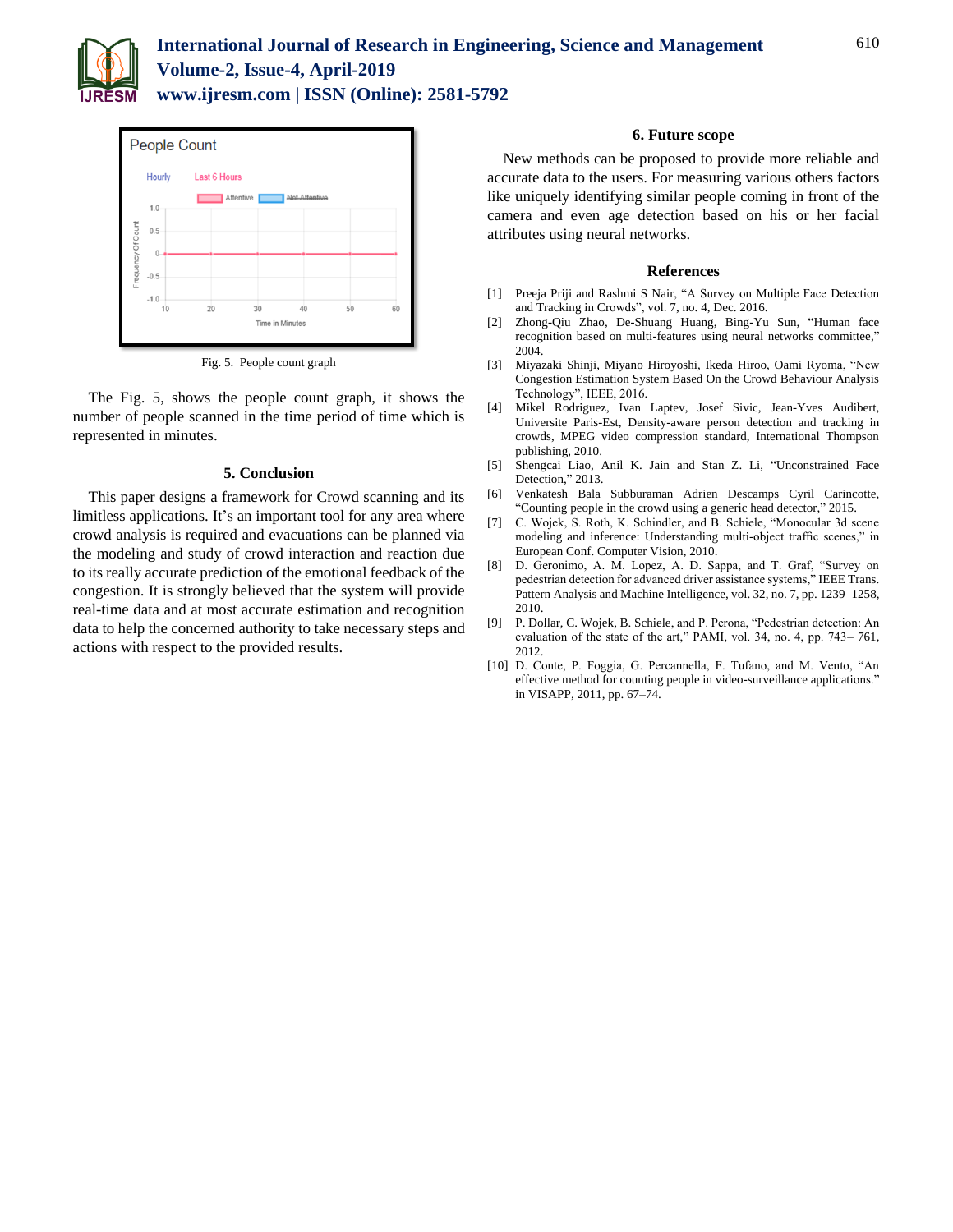People Count

Hourly

Last 6 Hours

Attentive

Not Attentive

Frequency Of Count

1.0

0.5

0

-0.5

-1.0

10 20 30 40 50 60

Time in Minutes

Fig. 5. People count graph

The Fig. 5, shows the people count graph, it shows the number of people scanned in the time period of time which is represented in minutes.

## 5. Conclusion

This paper designs a framework for Crowd scanning and its limitless applications. It's an important tool for any area where crowd analysis is required and evacuations can be planned via the modeling and study of crowd interaction and reaction due to its really accurate prediction of the emotional feedback of the congestion. It is strongly believed that the system will provide real-time data and at most accurate estimation and recognition data to help the concerned authority to take necessary steps and actions with respect to the provided results.

## 6. Future scope

New methods can be proposed to provide more reliable and accurate data to the users. For measuring various others factors like uniquely identifying similar people coming in front of the camera and even age detection based on his or her facial attributes using neural networks.

## References

[1] Preeja Priji and Rashmi S Nair, "A Survey on Multiple Face Detection and Tracking in Crowds", vol. 7, no. 4, Dec. 2016.

[2] Zhong-Qiu Zhao, De-Shuang Huang, Bing-Yu Sun, "Human face recognition based on multi-features using neural networks committee," 2004.

[3] Miyazaki Shinji, Miyano Hiroyoshi, Ikeda Hiroo, Oami Ryoma, "New Congestion Estimation System Based On the Crowd Behaviour Analysis Technology", IEEE, 2016.

[4] Mikel Rodriguez, Ivan Laptev, Josef Sivic, Jean-Yves Audibert, Universite Paris-Est, Density-aware person detection and tracking in crowds, MPEG video compression standard, International Thompson publishing, 2010.

[5] Shengcai Liao, Anil K. Jain and Stan Z. Li, "Unconstrained Face Detection," 2013.

[6] Venkatesh Bala Subburaman Adrien Descamps Cyril Carincotte, "Counting people in the crowd using a generic head detector," 2015.

[7] C. Wojek, S. Roth, K. Schindler, and B. Schiele, "Monocular 3d scene modeling and inference: Understanding multi-object traffic scenes," in European Conf. Computer Vision, 2010.

[8] D. Geronimo, A. M. Lopez, A. D. Sappa, and T. Graf, "Survey on pedestrian detection for advanced driver assistance systems," IEEE Trans. Pattern Analysis and Machine Intelligence, vol. 32, no. 7, pp. 1239–1258, 2010.

[9] P. Dollar, C. Wojek, B. Schiele, and P. Perona, "Pedestrian detection: An evaluation of the state of the art," PAMI, vol. 34, no. 4, pp. 743– 761, 2012.

[10] D. Conte, P. Foggia, G. Percannella, F. Tufano, and M. Vento, "An effective method for counting people in video-surveillance applications." in VISAPP, 2011, pp. 67–74.